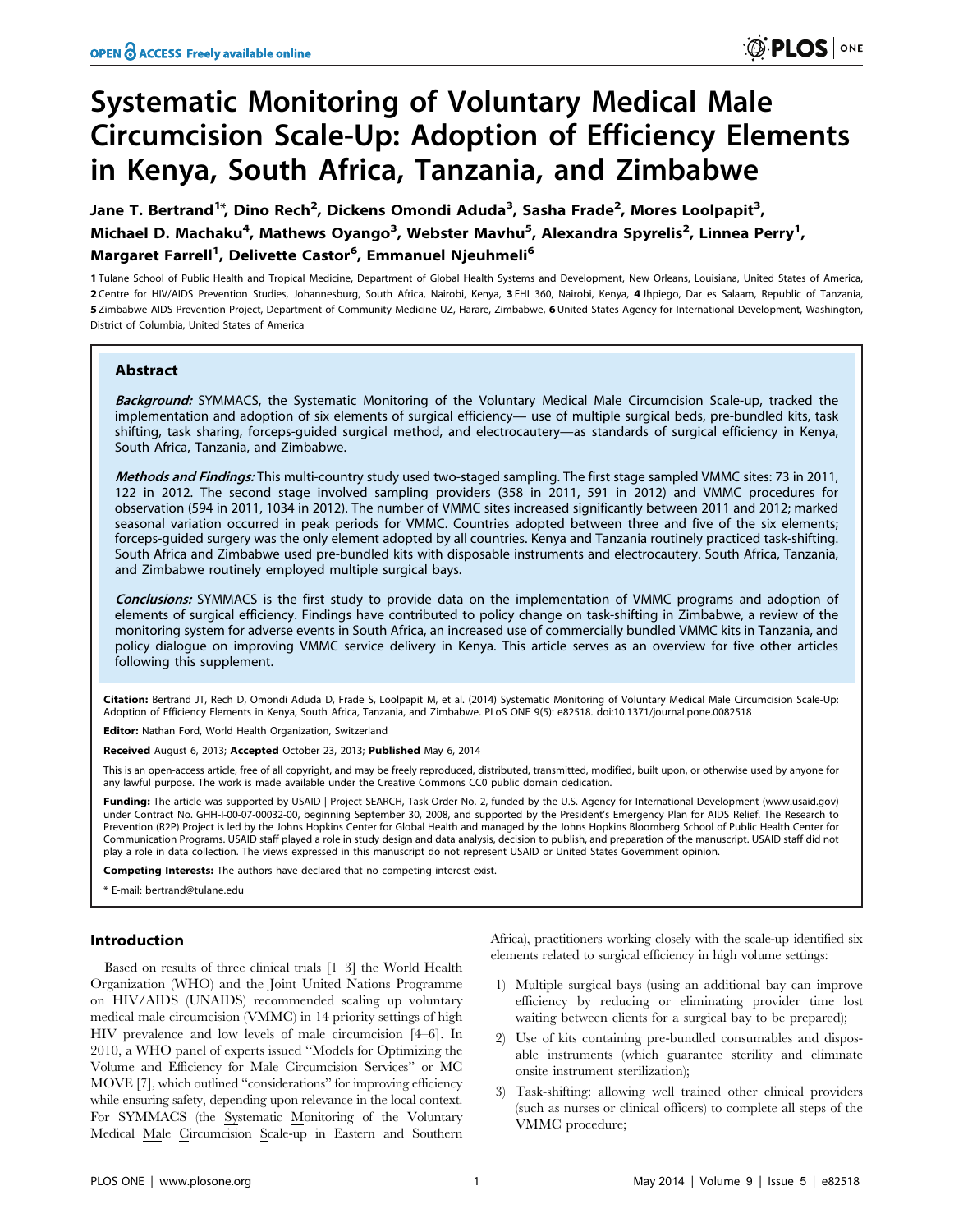# Systematic Monitoring of Voluntary Medical Male Circumcision Scale-Up: Adoption of Efficiency Elements in Kenya, South Africa, Tanzania, and Zimbabwe

**Jane T. Bertrand[1]\*, Dino Rech[2], Dickens Omondi Aduda[3], Sasha Frade[2], Mores Loolpapit[3], Michael D. Machaku[4], Mathews Oyango[3], Webster Mavhu[5], Alexandra Spyrelis[2], Linnea Perry[1], Margaret Farrell[1], Delivette Castor[6], Emmanuel Njeuhmeli[6]**

1 Tulane School of Public Health and Tropical Medicine, Department of Global Health Systems and Development, New Orleans, Louisiana, United States of America, 2 Centre for HIV/AIDS Prevention Studies, Johannesburg, South Africa, Nairobi, Kenya, 3 FHI 360, Nairobi, Kenya, 4 Jhpiego, Dar es Salaam, Republic of Tanzania, 5 Zimbabwe AIDS Prevention Project, Department of Community Medicine UZ, Harare, Zimbabwe, 6 United States Agency for International Development, Washington, District of Columbia, United States of America

## Abstract

***Background:*** SYMMACS, the Systematic Monitoring of the Voluntary Medical Male Circumcision Scale-up, tracked the implementation and adoption of six elements of surgical efficiency— use of multiple surgical beds, pre-bundled kits, task shifting, task sharing, forceps-guided surgical method, and electrocautery—as standards of surgical efficiency in Kenya, South Africa, Tanzania, and Zimbabwe.

***Methods and Findings:*** This multi-country study used two-staged sampling. The first stage sampled VMMC sites: 73 in 2011, 122 in 2012. The second stage involved sampling providers (358 in 2011, 591 in 2012) and VMMC procedures for observation (594 in 2011, 1034 in 2012). The number of VMMC sites increased significantly between 2011 and 2012; marked seasonal variation occurred in peak periods for VMMC. Countries adopted between three and five of the six elements; forceps-guided surgery was the only element adopted by all countries. Kenya and Tanzania routinely practiced task-shifting. South Africa and Zimbabwe used pre-bundled kits with disposable instruments and electrocautery. South Africa, Tanzania, and Zimbabwe routinely employed multiple surgical bays.

***Conclusions:*** SYMMACS is the first study to provide data on the implementation of VMMC programs and adoption of elements of surgical efficiency. Findings have contributed to policy change on task-shifting in Zimbabwe, a review of the monitoring system for adverse events in South Africa, an increased use of commercially bundled VMMC kits in Tanzania, and policy dialogue on improving VMMC service delivery in Kenya. This article serves as an overview for five other articles following this supplement.

**Citation:** Bertrand JT, Rech D, Omondi Aduda D, Frade S, Loolpapit M, et al. (2014) Systematic Monitoring of Voluntary Medical Male Circumcision Scale-Up: Adoption of Efficiency Elements in Kenya, South Africa, Tanzania, and Zimbabwe. PLoS ONE 9(5): e82518. doi:10.1371/journal.pone.0082518

**Editor:** Nathan Ford, World Health Organization, Switzerland

**Received** August 6, 2013; **Accepted** October 23, 2013; **Published** May 6, 2014

This is an open-access article, free of all copyright, and may be freely reproduced, distributed, transmitted, modified, built upon, or otherwise used by anyone for any lawful purpose. The work is made available under the Creative Commons CC0 public domain dedication.

**Funding:** The article was supported by USAID | Project SEARCH, Task Order No. 2, funded by the U.S. Agency for International Development (www.usaid.gov) under Contract No. GHH-I-00-07-00032-00, beginning September 30, 2008, and supported by the President's Emergency Plan for AIDS Relief. The Research to Prevention (R2P) Project is led by the Johns Hopkins Center for Global Health and managed by the Johns Hopkins Bloomberg School of Public Health Center for Communication Programs. USAID staff played a role in study design and data analysis, decision to publish, and preparation of the manuscript. USAID staff did not play a role in data collection. The views expressed in this manuscript do not represent USAID or United States Government opinion.

**Competing Interests:** The authors have declared that no competing interest exist.

\* E-mail: bertrand@tulane.edu

## Introduction

Based on results of three clinical trials [1–3] the World Health Organization (WHO) and the Joint United Nations Programme on HIV/AIDS (UNAIDS) recommended scaling up voluntary medical male circumcision (VMMC) in 14 priority settings of high HIV prevalence and low levels of male circumcision [4–6]. In 2010, a WHO panel of experts issued "Models for Optimizing the Volume and Efficiency for Male Circumcision Services" or MC MOVE [7], which outlined "considerations" for improving efficiency while ensuring safety, depending upon relevance in the local context. For SYMMACS (the Systematic Monitoring of the Voluntary Medical Male Circumcision Scale-up in Eastern and Southern Africa), practitioners working closely with the scale-up identified six elements related to surgical efficiency in high volume settings:

1) Multiple surgical bays (using an additional bay can improve efficiency by reducing or eliminating provider time lost waiting between clients for a surgical bay to be prepared);
2) Use of kits containing pre-bundled consumables and disposable instruments (which guarantee sterility and eliminate onsite instrument sterilization);
3) Task-shifting: allowing well trained other clinical providers (such as nurses or clinical officers) to complete all steps of the VMMC procedure;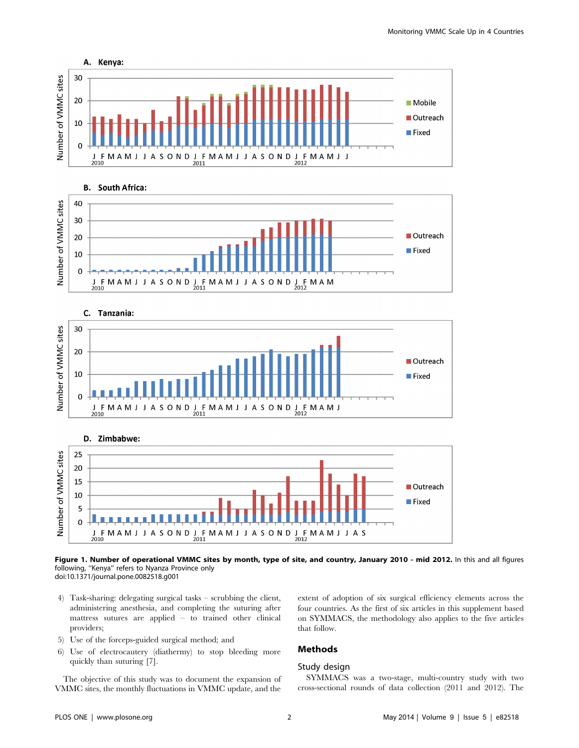**Figure 1. Number of operational VMMC sites by month, type of site, and country, January 2010 - mid 2012.** In this and all figures following, "Kenya" refers to Nyanza Province only
doi:10.1371/journal.pone.0082518.g001

4) Task-sharing: delegating surgical tasks – scrubbing the client, administering anesthesia, and completing the suturing after mattress sutures are applied – to trained other clinical providers;
5) Use of the forceps-guided surgical method; and
6) Use of electrocautery (diathermy) to stop bleeding more quickly than suturing [7].

The objective of this study was to document the expansion of VMMC sites, the monthly fluctuations in VMMC uptake, and the extent of adoption of six surgical efficiency elements across the four countries. As the first of six articles in this supplement based on SYMMACS, the methodology also applies to the five articles that follow.

## Methods

### Study design

SYMMACS was a two-stage, multi-country study with two cross-sectional rounds of data collection (2011 and 2012). The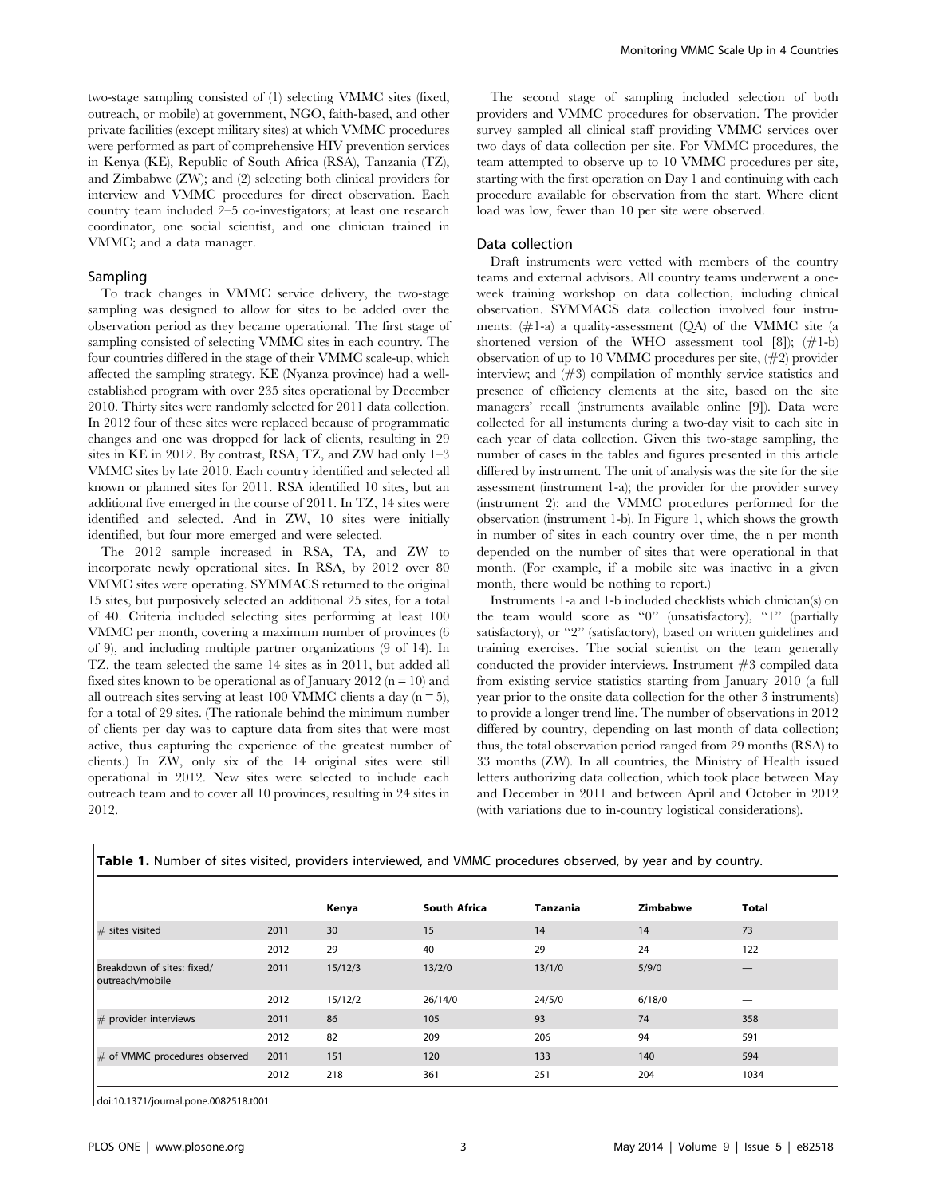two-stage sampling consisted of (1) selecting VMMC sites (fixed, outreach, or mobile) at government, NGO, faith-based, and other private facilities (except military sites) at which VMMC procedures were performed as part of comprehensive HIV prevention services in Kenya (KE), Republic of South Africa (RSA), Tanzania (TZ), and Zimbabwe (ZW); and (2) selecting both clinical providers for interview and VMMC procedures for direct observation. Each country team included 2–5 co-investigators; at least one research coordinator, one social scientist, and one clinician trained in VMMC; and a data manager.

### Sampling

To track changes in VMMC service delivery, the two-stage sampling was designed to allow for sites to be added over the observation period as they became operational. The first stage of sampling consisted of selecting VMMC sites in each country. The four countries differed in the stage of their VMMC scale-up, which affected the sampling strategy. KE (Nyanza province) had a well-established program with over 235 sites operational by December 2010. Thirty sites were randomly selected for 2011 data collection. In 2012 four of these sites were replaced because of programmatic changes and one was dropped for lack of clients, resulting in 29 sites in KE in 2012. By contrast, RSA, TZ, and ZW had only 1–3 VMMC sites by late 2010. Each country identified and selected all known or planned sites for 2011. RSA identified 10 sites, but an additional five emerged in the course of 2011. In TZ, 14 sites were identified and selected. And in ZW, 10 sites were initially identified, but four more emerged and were selected.

The 2012 sample increased in RSA, TA, and ZW to incorporate newly operational sites. In RSA, by 2012 over 80 VMMC sites were operating. SYMMACS returned to the original 15 sites, but purposively selected an additional 25 sites, for a total of 40. Criteria included selecting sites performing at least 100 VMMC per month, covering a maximum number of provinces (6 of 9), and including multiple partner organizations (9 of 14). In TZ, the team selected the same 14 sites as in 2011, but added all fixed sites known to be operational as of January 2012 (n = 10) and all outreach sites serving at least 100 VMMC clients a day (n = 5), for a total of 29 sites. (The rationale behind the minimum number of clients per day was to capture data from sites that were most active, thus capturing the experience of the greatest number of clients.) In ZW, only six of the 14 original sites were still operational in 2012. New sites were selected to include each outreach team and to cover all 10 provinces, resulting in 24 sites in 2012.

The second stage of sampling included selection of both providers and VMMC procedures for observation. The provider survey sampled all clinical staff providing VMMC services over two days of data collection per site. For VMMC procedures, the team attempted to observe up to 10 VMMC procedures per site, starting with the first operation on Day 1 and continuing with each procedure available for observation from the start. Where client load was low, fewer than 10 per site were observed.

### Data collection

Draft instruments were vetted with members of the country teams and external advisors. All country teams underwent a one-week training workshop on data collection, including clinical observation. SYMMACS data collection involved four instruments: (#1-a) a quality-assessment (QA) of the VMMC site (a shortened version of the WHO assessment tool [8]); (#1-b) observation of up to 10 VMMC procedures per site, (#2) provider interview; and (#3) compilation of monthly service statistics and presence of efficiency elements at the site, based on the site managers' recall (instruments available online [9]). Data were collected for all instuments during a two-day visit to each site in each year of data collection. Given this two-stage sampling, the number of cases in the tables and figures presented in this article differed by instrument. The unit of analysis was the site for the site assessment (instrument 1-a); the provider for the provider survey (instrument 2); and the VMMC procedures performed for the observation (instrument 1-b). In Figure 1, which shows the growth in number of sites in each country over time, the n per month depended on the number of sites that were operational in that month. (For example, if a mobile site was inactive in a given month, there would be nothing to report.)

Instruments 1-a and 1-b included checklists which clinician(s) on the team would score as "0" (unsatisfactory), "1" (partially satisfactory), or "2" (satisfactory), based on written guidelines and training exercises. The social scientist on the team generally conducted the provider interviews. Instrument #3 compiled data from existing service statistics starting from January 2010 (a full year prior to the onsite data collection for the other 3 instruments) to provide a longer trend line. The number of observations in 2012 differed by country, depending on last month of data collection; thus, the total observation period ranged from 29 months (RSA) to 33 months (ZW). In all countries, the Ministry of Health issued letters authorizing data collection, which took place between May and December in 2011 and between April and October in 2012 (with variations due to in-country logistical considerations).

**Table 1.** Number of sites visited, providers interviewed, and VMMC procedures observed, by year and by country.

| | | Kenya | South Africa | Tanzania | Zimbabwe | Total |
|---|---|---|---|---|---|---|
| # sites visited | 2011 | 30 | 15 | 14 | 14 | 73 |
| | 2012 | 29 | 40 | 29 | 24 | 122 |
| Breakdown of sites: fixed/outreach/mobile | 2011 | 15/12/3 | 13/2/0 | 13/1/0 | 5/9/0 | — |
| | 2012 | 15/12/2 | 26/14/0 | 24/5/0 | 6/18/0 | — |
| # provider interviews | 2011 | 86 | 105 | 93 | 74 | 358 |
| | 2012 | 82 | 209 | 206 | 94 | 591 |
| # of VMMC procedures observed | 2011 | 151 | 120 | 133 | 140 | 594 |
| | 2012 | 218 | 361 | 251 | 204 | 1034 |

doi:10.1371/journal.pone.0082518.t001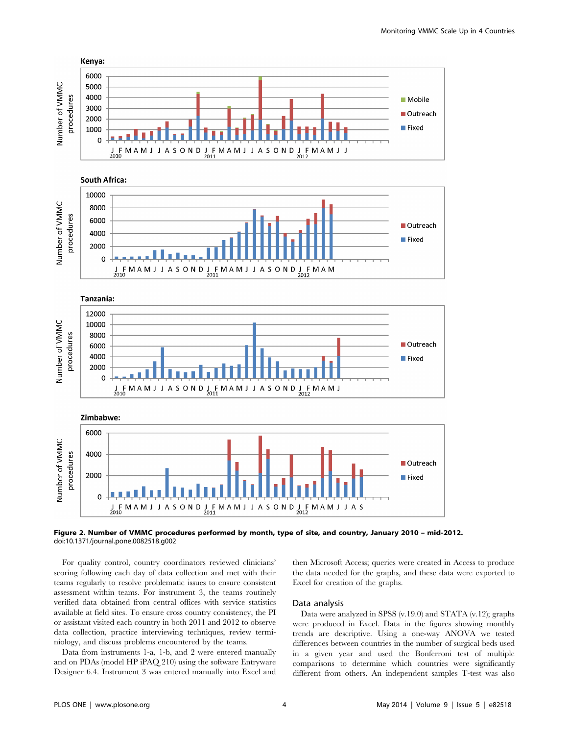**Figure 2. Number of VMMC procedures performed by month, type of site, and country, January 2010 – mid-2012.**
doi:10.1371/journal.pone.0082518.g002

For quality control, country coordinators reviewed clinicians' scoring following each day of data collection and met with their teams regularly to resolve problematic issues to ensure consistent assessment within teams. For instrument 3, the teams routinely verified data obtained from central offices with service statistics available at field sites. To ensure cross country consistency, the PI or assistant visited each country in both 2011 and 2012 to observe data collection, practice interviewing techniques, review terminiology, and discuss problems encountered by the teams.

Data from instruments 1-a, 1-b, and 2 were entered manually and on PDAs (model HP iPAQ 210) using the software Entryware Designer 6.4. Instrument 3 was entered manually into Excel and then Microsoft Access; queries were created in Access to produce the data needed for the graphs, and these data were exported to Excel for creation of the graphs.

## Data analysis

Data were analyzed in SPSS (v.19.0) and STATA (v.12); graphs were produced in Excel. Data in the figures showing monthly trends are descriptive. Using a one-way ANOVA we tested differences between countries in the number of surgical beds used in a given year and used the Bonferroni test of multiple comparisons to determine which countries were significantly different from others. An independent samples T-test was also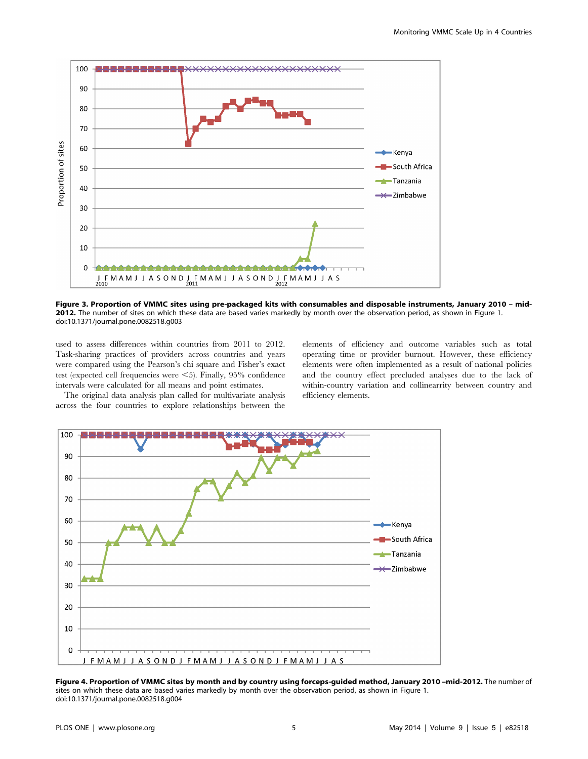**Figure 3. Proportion of VMMC sites using pre-packaged kits with consumables and disposable instruments, January 2010 – mid-2012.** The number of sites on which these data are based varies markedly by month over the observation period, as shown in Figure 1.
doi:10.1371/journal.pone.0082518.g003

used to assess differences within countries from 2011 to 2012. Task-sharing practices of providers across countries and years were compared using the Pearson's chi square and Fisher's exact test (expected cell frequencies were <5). Finally, 95% confidence intervals were calculated for all means and point estimates.

The original data analysis plan called for multivariate analysis across the four countries to explore relationships between the elements of efficiency and outcome variables such as total operating time or provider burnout. However, these efficiency elements were often implemented as a result of national policies and the country effect precluded analyses due to the lack of within-country variation and collinearrity between country and efficiency elements.

**Figure 4. Proportion of VMMC sites by month and by country using forceps-guided method, January 2010 –mid-2012.** The number of sites on which these data are based varies markedly by month over the observation period, as shown in Figure 1.
doi:10.1371/journal.pone.0082518.g004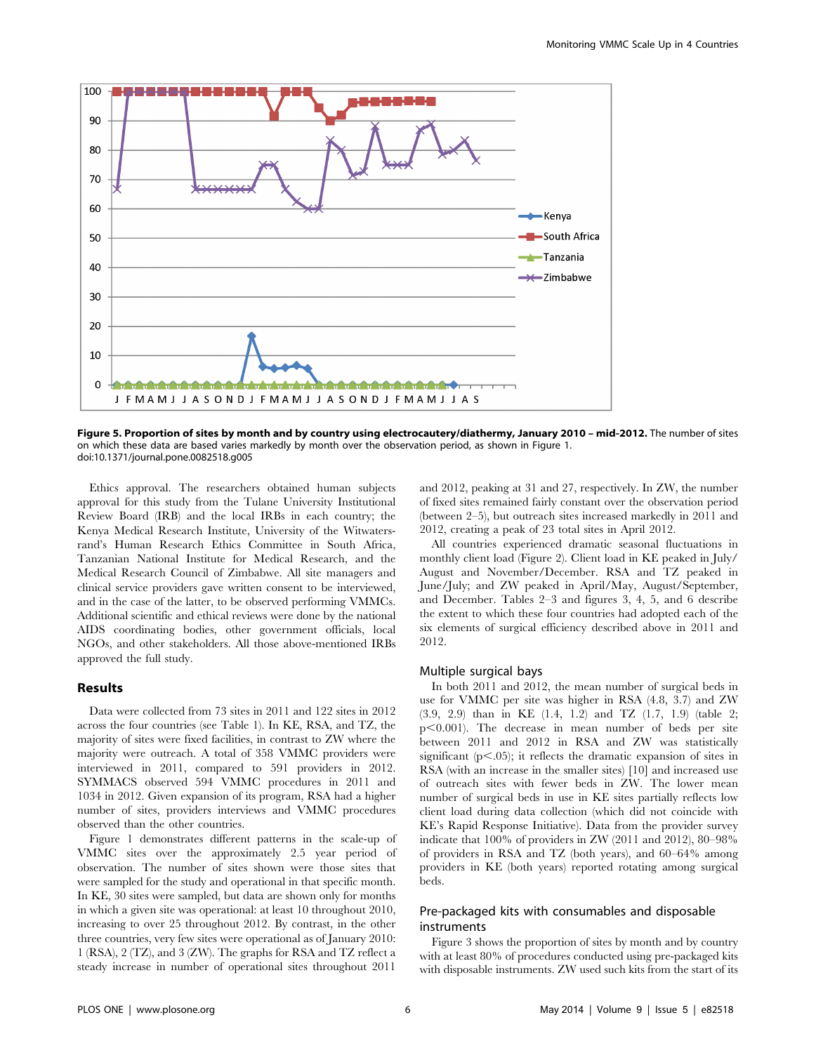**Figure 5. Proportion of sites by month and by country using electrocautery/diathermy, January 2010 – mid-2012.** The number of sites on which these data are based varies markedly by month over the observation period, as shown in Figure 1.
doi:10.1371/journal.pone.0082518.g005

Ethics approval. The researchers obtained human subjects approval for this study from the Tulane University Institutional Review Board (IRB) and the local IRBs in each country; the Kenya Medical Research Institute, University of the Witwatersrand's Human Research Ethics Committee in South Africa, Tanzanian National Institute for Medical Research, and the Medical Research Council of Zimbabwe. All site managers and clinical service providers gave written consent to be interviewed, and in the case of the latter, to be observed performing VMMCs. Additional scientific and ethical reviews were done by the national AIDS coordinating bodies, other government officials, local NGOs, and other stakeholders. All those above-mentioned IRBs approved the full study.

## Results

Data were collected from 73 sites in 2011 and 122 sites in 2012 across the four countries (see Table 1). In KE, RSA, and TZ, the majority of sites were fixed facilities, in contrast to ZW where the majority were outreach. A total of 358 VMMC providers were interviewed in 2011, compared to 591 providers in 2012. SYMMACS observed 594 VMMC procedures in 2011 and 1034 in 2012. Given expansion of its program, RSA had a higher number of sites, providers interviews and VMMC procedures observed than the other countries.

Figure 1 demonstrates different patterns in the scale-up of VMMC sites over the approximately 2.5 year period of observation. The number of sites shown were those sites that were sampled for the study and operational in that specific month. In KE, 30 sites were sampled, but data are shown only for months in which a given site was operational: at least 10 throughout 2010, increasing to over 25 throughout 2012. By contrast, in the other three countries, very few sites were operational as of January 2010: 1 (RSA), 2 (TZ), and 3 (ZW). The graphs for RSA and TZ reflect a steady increase in number of operational sites throughout 2011 and 2012, peaking at 31 and 27, respectively. In ZW, the number of fixed sites remained fairly constant over the observation period (between 2–5), but outreach sites increased markedly in 2011 and 2012, creating a peak of 23 total sites in April 2012.

All countries experienced dramatic seasonal fluctuations in monthly client load (Figure 2). Client load in KE peaked in July/August and November/December. RSA and TZ peaked in June/July; and ZW peaked in April/May, August/September, and December. Tables 2–3 and figures 3, 4, 5, and 6 describe the extent to which these four countries had adopted each of the six elements of surgical efficiency described above in 2011 and 2012.

### Multiple surgical bays

In both 2011 and 2012, the mean number of surgical beds in use for VMMC per site was higher in RSA (4.8, 3.7) and ZW (3.9, 2.9) than in KE (1.4, 1.2) and TZ (1.7, 1.9) (table 2; $p<0.001$). The decrease in mean number of beds per site between 2011 and 2012 in RSA and ZW was statistically significant ($p<.05$); it reflects the dramatic expansion of sites in RSA (with an increase in the smaller sites) [10] and increased use of outreach sites with fewer beds in ZW. The lower mean number of surgical beds in use in KE sites partially reflects low client load during data collection (which did not coincide with KE's Rapid Response Initiative). Data from the provider survey indicate that 100% of providers in ZW (2011 and 2012), 80–98% of providers in RSA and TZ (both years), and 60–64% among providers in KE (both years) reported rotating among surgical beds.

### Pre-packaged kits with consumables and disposable instruments

Figure 3 shows the proportion of sites by month and by country with at least 80% of procedures conducted using pre-packaged kits with disposable instruments. ZW used such kits from the start of its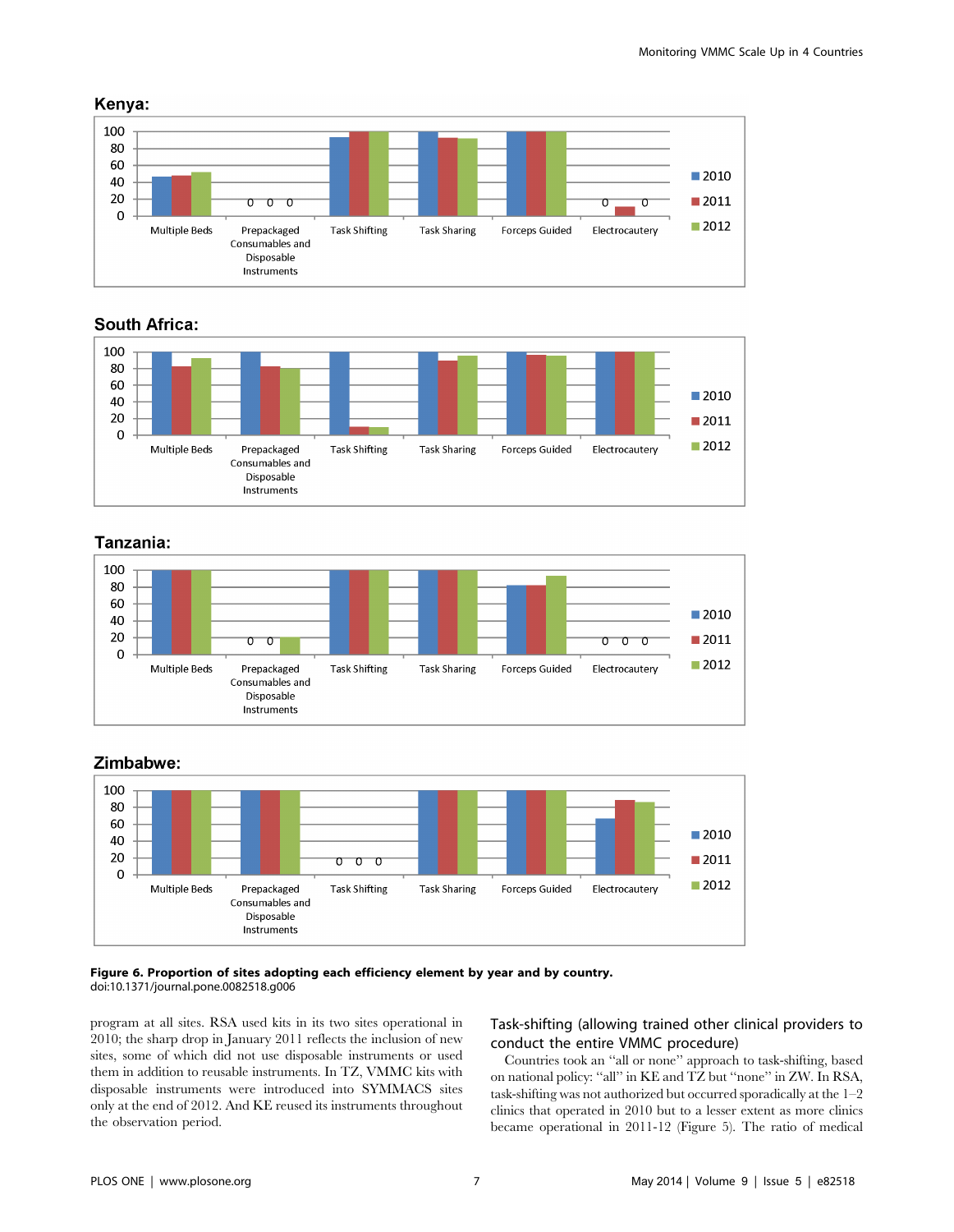**Figure 6. Proportion of sites adopting each efficiency element by year and by country.**
doi:10.1371/journal.pone.0082518.g006

program at all sites. RSA used kits in its two sites operational in 2010; the sharp drop in January 2011 reflects the inclusion of new sites, some of which did not use disposable instruments or used them in addition to reusable instruments. In TZ, VMMC kits with disposable instruments were introduced into SYMMACS sites only at the end of 2012. And KE reused its instruments throughout the observation period.

### Task-shifting (allowing trained other clinical providers to conduct the entire VMMC procedure)

Countries took an "all or none" approach to task-shifting, based on national policy: "all" in KE and TZ but "none" in ZW. In RSA, task-shifting was not authorized but occurred sporadically at the 1–2 clinics that operated in 2010 but to a lesser extent as more clinics became operational in 2011-12 (Figure 5). The ratio of medical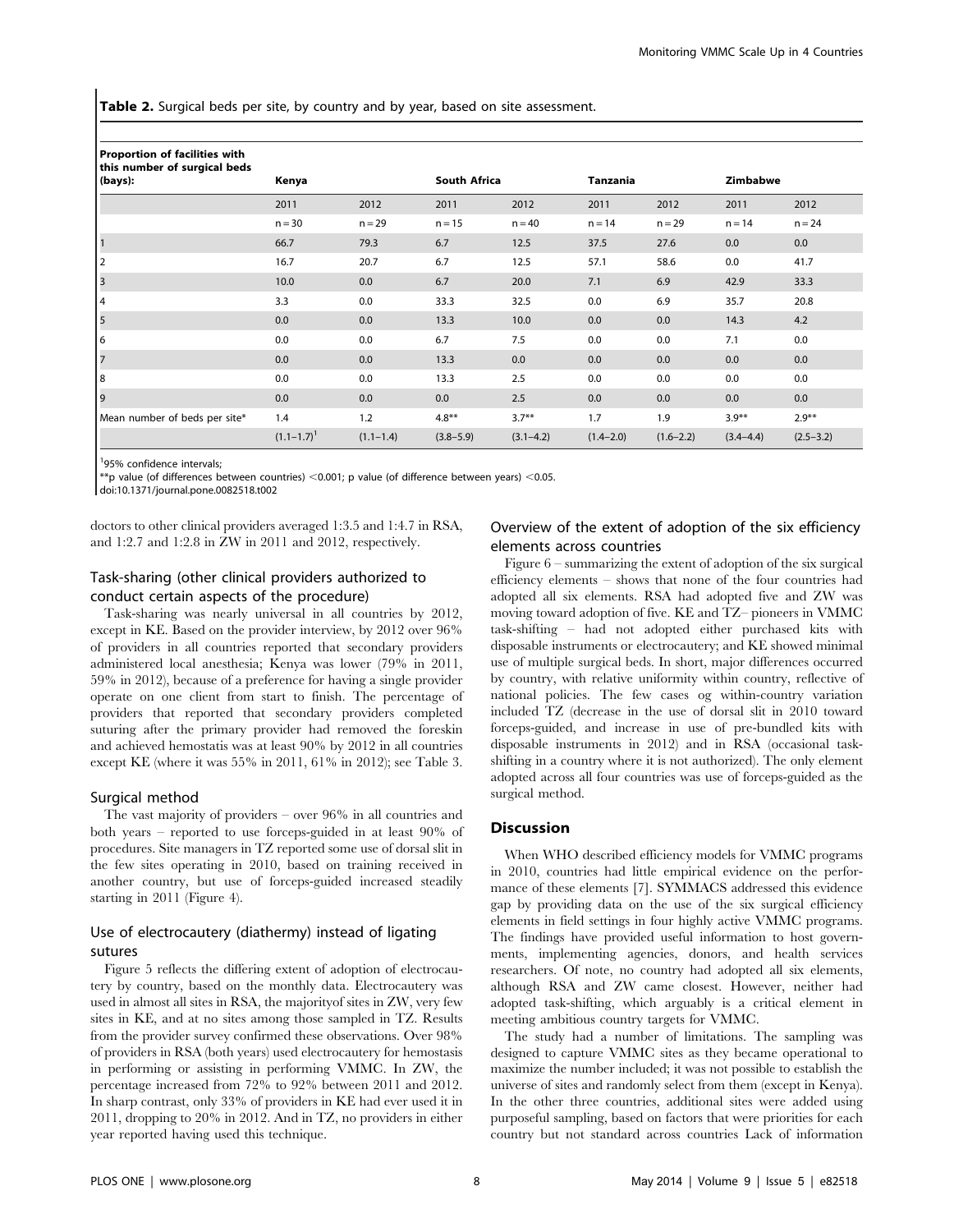**Table 2.** Surgical beds per site, by country and by year, based on site assessment.

| Proportion of facilities with this number of surgical beds (bays): | Kenya | | South Africa | | Tanzania | | Zimbabwe | |
|---|---|---|---|---|---|---|---|---|
| | 2011 | 2012 | 2011 | 2012 | 2011 | 2012 | 2011 | 2012 |
| | n = 30 | n = 29 | n = 15 | n = 40 | n = 14 | n = 29 | n = 14 | n = 24 |
| 1 | 66.7 | 79.3 | 6.7 | 12.5 | 37.5 | 27.6 | 0.0 | 0.0 |
| 2 | 16.7 | 20.7 | 6.7 | 12.5 | 57.1 | 58.6 | 0.0 | 41.7 |
| 3 | 10.0 | 0.0 | 6.7 | 20.0 | 7.1 | 6.9 | 42.9 | 33.3 |
| 4 | 3.3 | 0.0 | 33.3 | 32.5 | 0.0 | 6.9 | 35.7 | 20.8 |
| 5 | 0.0 | 0.0 | 13.3 | 10.0 | 0.0 | 0.0 | 14.3 | 4.2 |
| 6 | 0.0 | 0.0 | 6.7 | 7.5 | 0.0 | 0.0 | 7.1 | 0.0 |
| 7 | 0.0 | 0.0 | 13.3 | 0.0 | 0.0 | 0.0 | 0.0 | 0.0 |
| 8 | 0.0 | 0.0 | 13.3 | 2.5 | 0.0 | 0.0 | 0.0 | 0.0 |
| 9 | 0.0 | 0.0 | 0.0 | 2.5 | 0.0 | 0.0 | 0.0 | 0.0 |
| Mean number of beds per site* | 1.4 | 1.2 | 4.8** | 3.7** | 1.7 | 1.9 | 3.9** | 2.9** |
| | (1.1–1.7)[1] | (1.1–1.4) | (3.8–5.9) | (3.1–4.2) | (1.4–2.0) | (1.6–2.2) | (3.4–4.4) | (2.5–3.2) |

[1]95% confidence intervals;
**p value (of differences between countries) <0.001; p value (of difference between years) <0.05.
doi:10.1371/journal.pone.0082518.t002

doctors to other clinical providers averaged 1:3.5 and 1:4.7 in RSA, and 1:2.7 and 1:2.8 in ZW in 2011 and 2012, respectively.

## Task-sharing (other clinical providers authorized to conduct certain aspects of the procedure)

Task-sharing was nearly universal in all countries by 2012, except in KE. Based on the provider interview, by 2012 over 96% of providers in all countries reported that secondary providers administered local anesthesia; Kenya was lower (79% in 2011, 59% in 2012), because of a preference for having a single provider operate on one client from start to finish. The percentage of providers that reported that secondary providers completed suturing after the primary provider had removed the foreskin and achieved hemostatis was at least 90% by 2012 in all countries except KE (where it was 55% in 2011, 61% in 2012); see Table 3.

## Surgical method

The vast majority of providers – over 96% in all countries and both years – reported to use forceps-guided in at least 90% of procedures. Site managers in TZ reported some use of dorsal slit in the few sites operating in 2010, based on training received in another country, but use of forceps-guided increased steadily starting in 2011 (Figure 4).

## Use of electrocautery (diathermy) instead of ligating sutures

Figure 5 reflects the differing extent of adoption of electrocautery by country, based on the monthly data. Electrocautery was used in almost all sites in RSA, the majorityof sites in ZW, very few sites in KE, and at no sites among those sampled in TZ. Results from the provider survey confirmed these observations. Over 98% of providers in RSA (both years) used electrocautery for hemostasis in performing or assisting in performing VMMC. In ZW, the percentage increased from 72% to 92% between 2011 and 2012. In sharp contrast, only 33% of providers in KE had ever used it in 2011, dropping to 20% in 2012. And in TZ, no providers in either year reported having used this technique.

## Overview of the extent of adoption of the six efficiency elements across countries

Figure 6 – summarizing the extent of adoption of the six surgical efficiency elements – shows that none of the four countries had adopted all six elements. RSA had adopted five and ZW was moving toward adoption of five. KE and TZ– pioneers in VMMC task-shifting – had not adopted either purchased kits with disposable instruments or electrocautery; and KE showed minimal use of multiple surgical beds. In short, major differences occurred by country, with relative uniformity within country, reflective of national policies. The few cases og within-country variation included TZ (decrease in the use of dorsal slit in 2010 toward forceps-guided, and increase in use of pre-bundled kits with disposable instruments in 2012) and in RSA (occasional task-shifting in a country where it is not authorized). The only element adopted across all four countries was use of forceps-guided as the surgical method.

# Discussion

When WHO described efficiency models for VMMC programs in 2010, countries had little empirical evidence on the performance of these elements [7]. SYMMACS addressed this evidence gap by providing data on the use of the six surgical efficiency elements in field settings in four highly active VMMC programs. The findings have provided useful information to host governments, implementing agencies, donors, and health services researchers. Of note, no country had adopted all six elements, although RSA and ZW came closest. However, neither had adopted task-shifting, which arguably is a critical element in meeting ambitious country targets for VMMC.

The study had a number of limitations. The sampling was designed to capture VMMC sites as they became operational to maximize the number included; it was not possible to establish the universe of sites and randomly select from them (except in Kenya). In the other three countries, additional sites were added using purposeful sampling, based on factors that were priorities for each country but not standard across countries Lack of information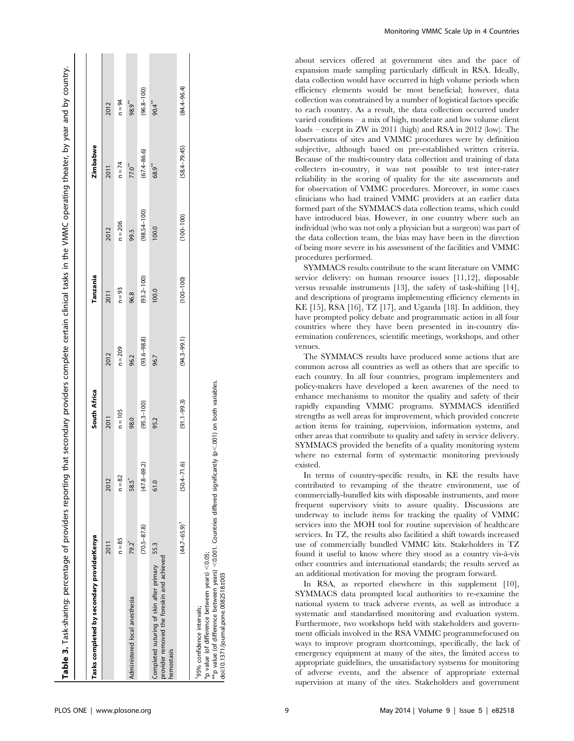**Table 3.** Task-sharing: percentage of providers reporting that secondary providers complete certain clinical tasks in the VMMC operating theater, by year and by country.

| Tasks completed by secondary provider | Kenya | | South Africa | | Tanzania | | Zimbabwe | |
|---|---|---|---|---|---|---|---|---|
| | 2011 | 2012 | 2011 | 2012 | 2011 | 2012 | 2011 | 2012 |
| | n = 85 | n = 82 | n = 105 | n = 209 | n = 93 | n = 206 | n = 74 | n = 94 |
| Administered local anesthesia | 79.2* | 58.5* | 98.0 | 96.2 | 96.8 | 99.5 | 77.0** | 98.9** |
| | (70.5–87.8) | (47.8–69.2) | (95.3–100) | (93.6–98.8) | (93.2–100) | (98.54–100) | (67.4–86.6) | (96.8–100) |
| Completed suturing of skin after primary provider removed the foreskin and achieved hemostasis | 55.3 | 61.0 | 95.2 | 96.7 | 100.0 | 100.0 | 68.9** | 90.4** |
| | (44.7–65.9)[1] | (50.4–71.6) | (91.1–99.3) | (94.3–99.1) | (100–100) | (100–100) | (58.4–79.45) | (84.4–96.4) |

[1]95% confidence intervals;
*p value (of difference between years) <0.05;
**p value (of difference between years) <0.001. Countries differed significantly (p<.001) on both variables.
doi:10.1371/journal.pone.0082518.t003

about services offered at government sites and the pace of expansion made sampling particularly difficult in RSA. Ideally, data collection would have occurred in high volume periods when efficiency elements would be most beneficial; however, data collection was constrained by a number of logistical factors specific to each country. As a result, the data collection occurred under varied conditions – a mix of high, moderate and low volume client loads – except in ZW in 2011 (high) and RSA in 2012 (low). The observations of sites and VMMC procedures were by definition subjective, although based on pre-established written criteria. Because of the multi-country data collection and training of data collecters in-country, it was not possible to test inter-rater reliability in the scoring of quality for the site assessments and for observation of VMMC procedures. Moreover, in some cases clinicians who had trained VMMC providers at an earlier data formed part of the SYMMACS data collection teams, which could have introduced bias. However, in one country where such an individual (who was not only a physician but a surgeon) was part of the data collection team, the bias may have been in the direction of being more severe in his assessment of the facilities and VMMC procedures performed.

SYMMACS results contribute to the scant literature on VMMC service delivery: on human resource issues [11,12], disposable versus reusable instruments [13], the safety of task-shifting [14], and descriptions of programs implementing efficiency elements in KE [15], RSA [16], TZ [17], and Uganda [18]. In addition, they have prompted policy debate and programmatic action in all four countries where they have been presented in in-country diseemination conferences, scientific meetings, workshops, and other venues.

The SYMMACS results have produced some actions that are common across all countries as well as others that are specific to each country. In all four countries, program implementers and policy-makers have developed a keen awarenes of the need to enhance mechanisms to monitor the quality and safety of their rapidly expanding VMMC programs. SYMMACS identified strengths as well areas for improvement, which provided concrete action items for training, supervision, information systems, and other areas that contribute to quality and safety in service delivery. SYMMACS provided the benefits of a quality monitoring system where no external form of systemactic monitoring previously existed.

In terms of country-specific results, in KE the results have contributed to revamping of the theatre environment, use of commercially-bundled kits with disposable instruments, and more frequent supervisory visits to assure quality. Discussions are underway to include items for tracking the quality of VMMC services into the MOH tool for routine supervision of healthcare services. In TZ, the results also facilitied a shift towards increased use of commercially bundled VMMC kits. Stakeholders in TZ found it useful to know where they stood as a country vis-à-vis other countries and international standards; the results served as an additional motivation for moving the program forward.

In RSA, as reported elsewhere in this supplement [10], SYMMACS data prompted local authorities to re-examine the national system to track adverse events, as well as introduce a systematic and standardised monitoring and evaluation system. Furthermore, two workshops held with stakeholders and government officials involved in the RSA VMMC programmefocused on ways to improve program shortcomings, specifically, the lack of emergency equipment at many of the sites, the limited access to appropriate guidelines, the unsatisfactory systsems for monitoring of adverse events, and the absence of appropriate external supervision at many of the sites. Stakeholders and government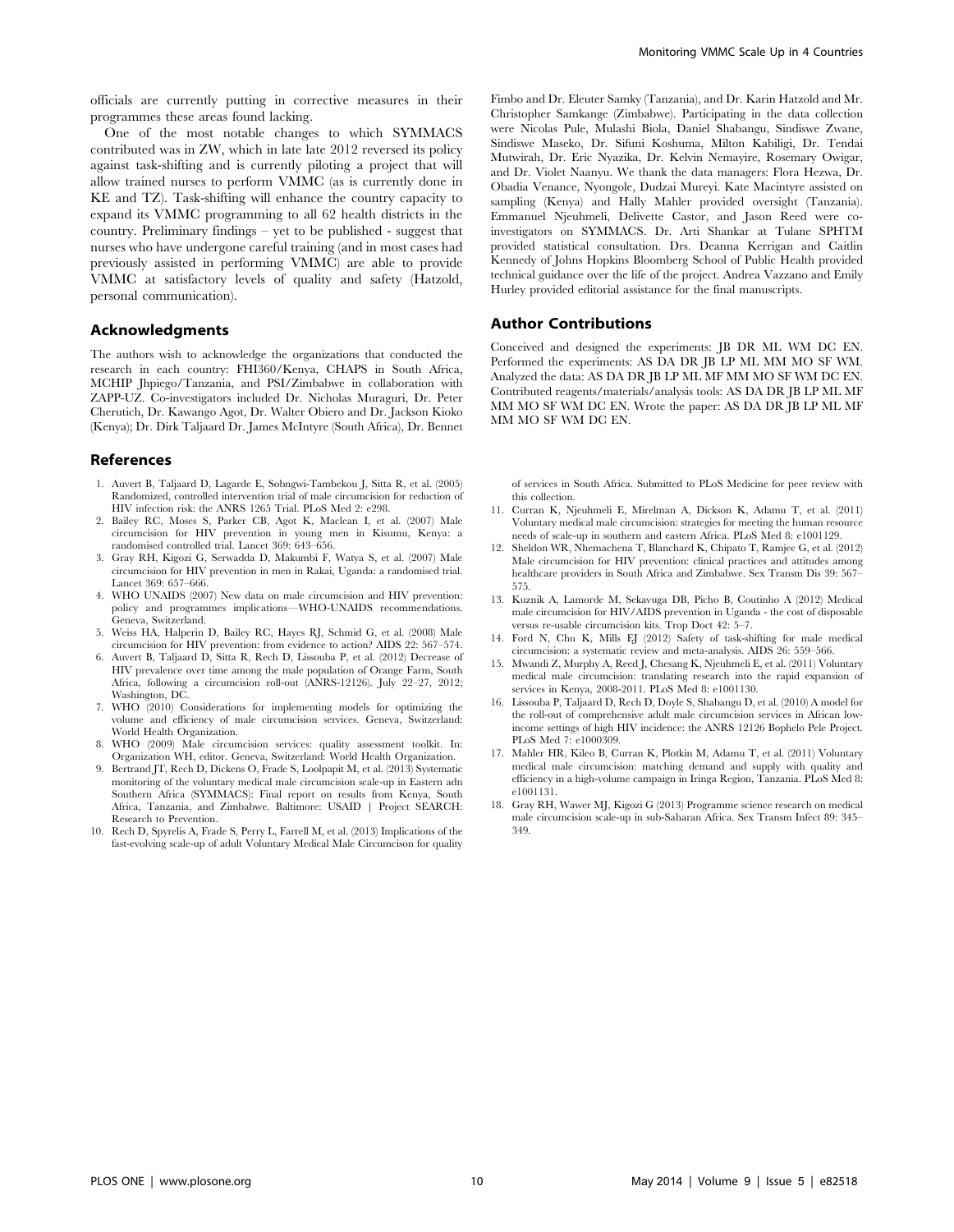officials are currently putting in corrective measures in their programmes these areas found lacking.

One of the most notable changes to which SYMMACS contributed was in ZW, which in late late 2012 reversed its policy against task-shifting and is currently piloting a project that will allow trained nurses to perform VMMC (as is currently done in KE and TZ). Task-shifting will enhance the country capacity to expand its VMMC programming to all 62 health districts in the country. Preliminary findings – yet to be published - suggest that nurses who have undergone careful training (and in most cases had previously assisted in performing VMMC) are able to provide VMMC at satisfactory levels of quality and safety (Hatzold, personal communication).

## Acknowledgments

The authors wish to acknowledge the organizations that conducted the research in each country: FHI360/Kenya, CHAPS in South Africa, MCHIP Jhpiego/Tanzania, and PSI/Zimbabwe in collaboration with ZAPP-UZ. Co-investigators included Dr. Nicholas Muraguri, Dr. Peter Cherutich, Dr. Kawango Agot, Dr. Walter Obiero and Dr. Jackson Kioko (Kenya); Dr. Dirk Taljaard Dr. James McIntyre (South Africa), Dr. Bennet Fimbo and Dr. Eleuter Samky (Tanzania), and Dr. Karin Hatzold and Mr. Christopher Samkange (Zimbabwe). Participating in the data collection were Nicolas Pule, Mulashi Biola, Daniel Shabangu, Sindiswe Zwane, Sindiswe Maseko, Dr. Sifuni Koshuma, Milton Kabiligi, Dr. Tendai Mutwirah, Dr. Eric Nyazika, Dr. Kelvin Nemayire, Rosemary Owigar, and Dr. Violet Naanyu. We thank the data managers: Flora Hezwa, Dr. Obadia Venance, Nyongole, Dudzai Mureyi. Kate Macintyre assisted on sampling (Kenya) and Hally Mahler provided oversight (Tanzania). Emmanuel Njeuhmeli, Delivette Castor, and Jason Reed were co-investigators on SYMMACS. Dr. Arti Shankar at Tulane SPHTM provided statistical consultation. Drs. Deanna Kerrigan and Caitlin Kennedy of Johns Hopkins Bloomberg School of Public Health provided technical guidance over the life of the project. Andrea Vazzano and Emily Hurley provided editorial assistance for the final manuscripts.

## Author Contributions

Conceived and designed the experiments: JB DR ML WM DC EN. Performed the experiments: AS DA DR JB LP ML MM MO SF WM. Analyzed the data: AS DA DR JB LP ML MF MM MO SF WM DC EN. Contributed reagents/materials/analysis tools: AS DA DR JB LP ML MF MM MO SF WM DC EN. Wrote the paper: AS DA DR JB LP ML MF MM MO SF WM DC EN.

## References

1. Auvert B, Taljaard D, Lagarde E, Sobngwi-Tambekou J, Sitta R, et al. (2005) Randomized, controlled intervention trial of male circumcision for reduction of HIV infection risk: the ANRS 1265 Trial. PLoS Med 2: e298.
2. Bailey RC, Moses S, Parker CB, Agot K, Maclean I, et al. (2007) Male circumcision for HIV prevention in young men in Kisumu, Kenya: a randomised controlled trial. Lancet 369: 643–656.
3. Gray RH, Kigozi G, Serwadda D, Makumbi F, Watya S, et al. (2007) Male circumcision for HIV prevention in men in Rakai, Uganda: a randomised trial. Lancet 369: 657–666.
4. WHO UNAIDS (2007) New data on male circumcision and HIV prevention: policy and programmes implications—WHO-UNAIDS recommendations. Geneva, Switzerland.
5. Weiss HA, Halperin D, Bailey RC, Hayes RJ, Schmid G, et al. (2008) Male circumcision for HIV prevention: from evidence to action? AIDS 22: 567–574.
6. Auvert B, Taljaard D, Sitta R, Rech D, Lissouba P, et al. (2012) Decrease of HIV prevalence over time among the male population of Orange Farm, South Africa, following a circumcision roll-out (ANRS-12126). July 22–27, 2012; Washington, DC.
7. WHO (2010) Considerations for implementing models for optimizing the volume and efficiency of male circumcision services. Geneva, Switzerland: World Health Organization.
8. WHO (2009) Male circumcision services: quality assessment toolkit. In: Organization WH, editor. Geneva, Switzerland: World Health Organization.
9. Bertrand JT, Rech D, Dickens O, Frade S, Loolpapit M, et al. (2013) Systematic monitoring of the voluntary medical male circumcision scale-up in Eastern adn Southern Africa (SYMMACS): Final report on results from Kenya, South Africa, Tanzania, and Zimbabwe. Baltimore: USAID | Project SEARCH: Research to Prevention.
10. Rech D, Spyrelis A, Frade S, Perry L, Farrell M, et al. (2013) Implications of the fast-evolving scale-up of adult Voluntary Medical Male Circumcison for quality of services in South Africa. Submitted to PLoS Medicine for peer review with this collection.
11. Curran K, Njeuhmeli E, Mirelman A, Dickson K, Adamu T, et al. (2011) Voluntary medical male circumcision: strategies for meeting the human resource needs of scale-up in southern and eastern Africa. PLoS Med 8: e1001129.
12. Sheldon WR, Nhemachena T, Blanchard K, Chipato T, Ramjee G, et al. (2012) Male circumcision for HIV prevention: clinical practices and attitudes among healthcare providers in South Africa and Zimbabwe. Sex Transm Dis 39: 567–575.
13. Kuznik A, Lamorde M, Sekavuga DB, Picho B, Coutinho A (2012) Medical male circumcision for HIV/AIDS prevention in Uganda - the cost of disposable versus re-usable circumcision kits. Trop Doct 42: 5–7.
14. Ford N, Chu K, Mills EJ (2012) Safety of task-shifting for male medical circumcision: a systematic review and meta-analysis. AIDS 26: 559–566.
15. Mwandi Z, Murphy A, Reed J, Chesang K, Njeuhmeli E, et al. (2011) Voluntary medical male circumcision: translating research into the rapid expansion of services in Kenya, 2008-2011. PLoS Med 8: e1001130.
16. Lissouba P, Taljaard D, Rech D, Doyle S, Shabangu D, et al. (2010) A model for the roll-out of comprehensive adult male circumcision services in African low-income settings of high HIV incidence: the ANRS 12126 Bophelo Pele Project. PLoS Med 7: e1000309.
17. Mahler HR, Kileo B, Curran K, Plotkin M, Adamu T, et al. (2011) Voluntary medical male circumcision: matching demand and supply with quality and efficiency in a high-volume campaign in Iringa Region, Tanzania. PLoS Med 8: e1001131.
18. Gray RH, Wawer MJ, Kigozi G (2013) Programme science research on medical male circumcision scale-up in sub-Saharan Africa. Sex Transm Infect 89: 345–349.